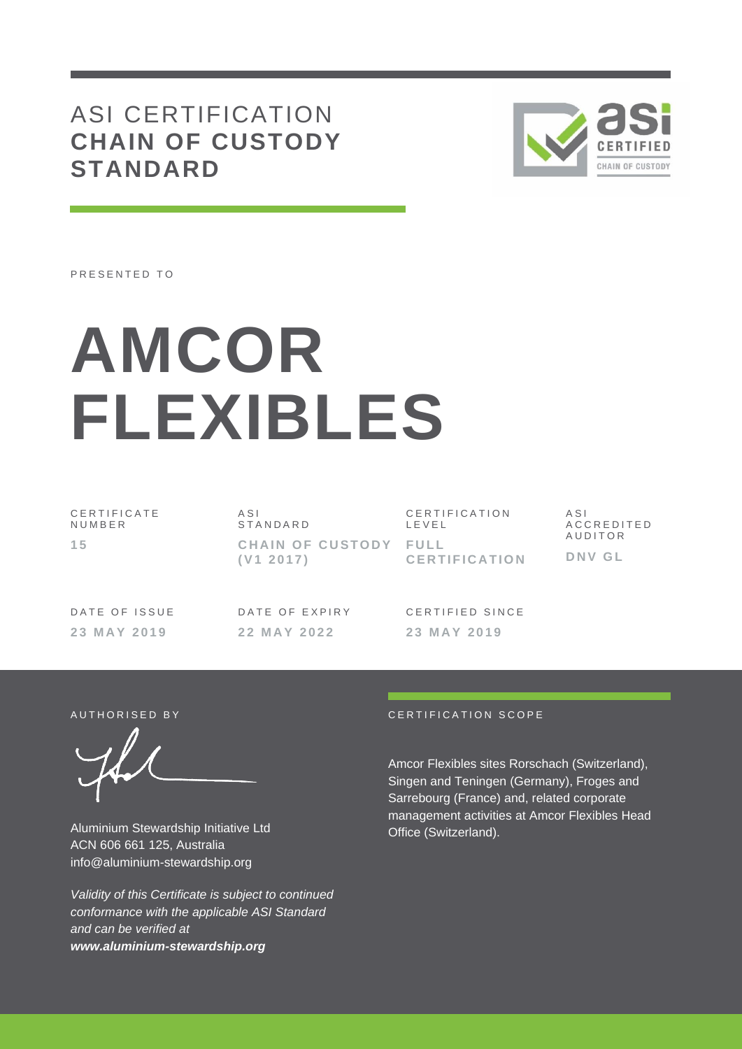# ASI CERTIFICATION
## CHAIN OF CUSTODY STANDARD

PRESENTED TO

# AMCOR FLEXIBLES

| CERTIFICATE NUMBER | ASI STANDARD | CERTIFICATION LEVEL | ASI ACCREDITED AUDITOR |
|---|---|---|---|
| **15** | **CHAIN OF CUSTODY (V1 2017)** | **FULL CERTIFICATION** | **DNV GL** |

| DATE OF ISSUE | DATE OF EXPIRY | CERTIFIED SINCE |
|---|---|---|
| **23 MAY 2019** | **22 MAY 2022** | **23 MAY 2019** |

AUTHORISED BY

Aluminium Stewardship Initiative Ltd
ACN 606 661 125, Australia
info@aluminium-stewardship.org

*Validity of this Certificate is subject to continued conformance with the applicable ASI Standard and can be verified at* ***www.aluminium-stewardship.org***

CERTIFICATION SCOPE

Amcor Flexibles sites Rorschach (Switzerland), Singen and Teningen (Germany), Froges and Sarrebourg (France) and, related corporate management activities at Amcor Flexibles Head Office (Switzerland).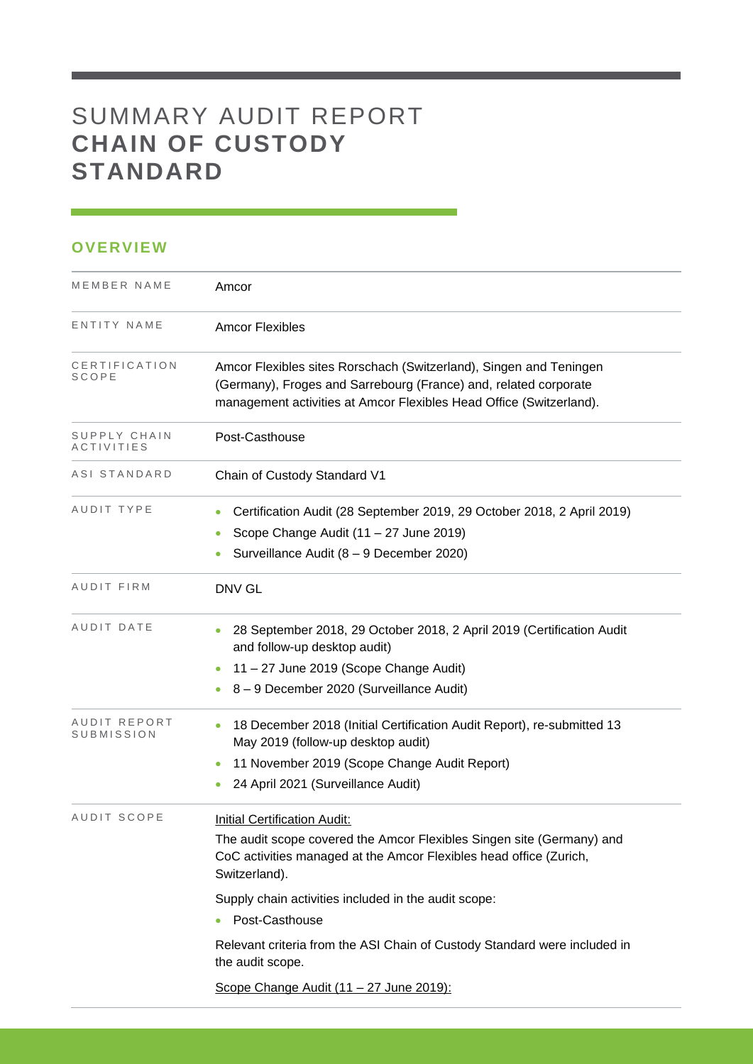# SUMMARY AUDIT REPORT **CHAIN OF CUSTODY STANDARD**

## OVERVIEW

| | |
|---|---|
| MEMBER NAME | Amcor |
| ENTITY NAME | Amcor Flexibles |
| CERTIFICATION SCOPE | Amcor Flexibles sites Rorschach (Switzerland), Singen and Teningen (Germany), Froges and Sarrebourg (France) and, related corporate management activities at Amcor Flexibles Head Office (Switzerland). |
| SUPPLY CHAIN ACTIVITIES | Post-Casthouse |
| ASI STANDARD | Chain of Custody Standard V1 |
| AUDIT TYPE | • Certification Audit (28 September 2019, 29 October 2018, 2 April 2019)<br>• Scope Change Audit (11 – 27 June 2019)<br>• Surveillance Audit (8 – 9 December 2020) |
| AUDIT FIRM | DNV GL |
| AUDIT DATE | • 28 September 2018, 29 October 2018, 2 April 2019 (Certification Audit and follow-up desktop audit)<br>• 11 – 27 June 2019 (Scope Change Audit)<br>• 8 – 9 December 2020 (Surveillance Audit) |
| AUDIT REPORT SUBMISSION | • 18 December 2018 (Initial Certification Audit Report), re-submitted 13 May 2019 (follow-up desktop audit)<br>• 11 November 2019 (Scope Change Audit Report)<br>• 24 April 2021 (Surveillance Audit) |
| AUDIT SCOPE | Initial Certification Audit:<br>The audit scope covered the Amcor Flexibles Singen site (Germany) and CoC activities managed at the Amcor Flexibles head office (Zurich, Switzerland).<br>Supply chain activities included in the audit scope:<br>• Post-Casthouse<br>Relevant criteria from the ASI Chain of Custody Standard were included in the audit scope.<br>Scope Change Audit (11 – 27 June 2019): |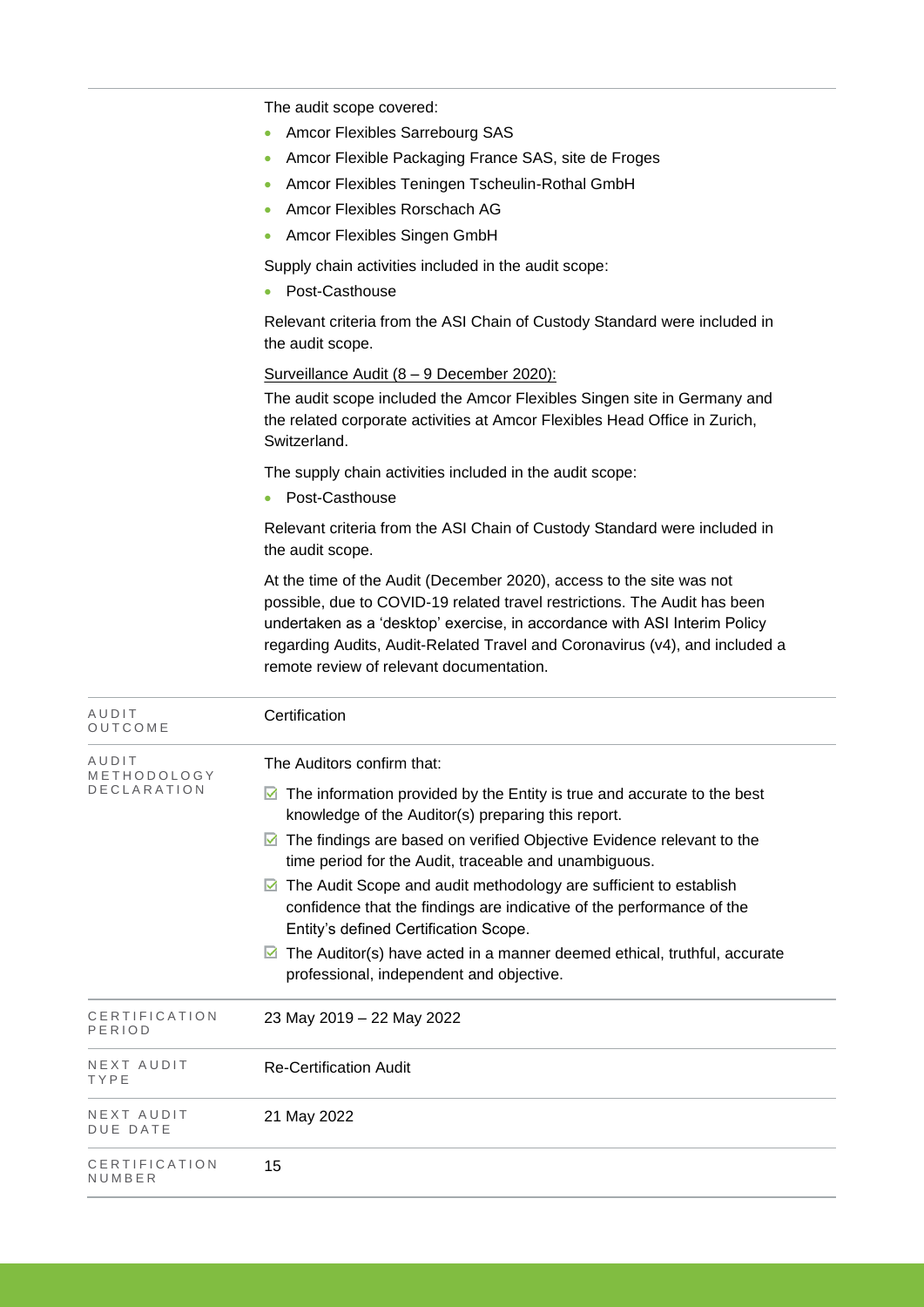| | |
|---|---|
| | The audit scope covered:<br>• Amcor Flexibles Sarrebourg SAS<br>• Amcor Flexible Packaging France SAS, site de Froges<br>• Amcor Flexibles Teningen Tscheulin-Rothal GmbH<br>• Amcor Flexibles Rorschach AG<br>• Amcor Flexibles Singen GmbH<br><br>Supply chain activities included in the audit scope:<br>• Post-Casthouse<br><br>Relevant criteria from the ASI Chain of Custody Standard were included in the audit scope.<br><br>Surveillance Audit (8 – 9 December 2020):<br>The audit scope included the Amcor Flexibles Singen site in Germany and the related corporate activities at Amcor Flexibles Head Office in Zurich, Switzerland.<br><br>The supply chain activities included in the audit scope:<br>• Post-Casthouse<br><br>Relevant criteria from the ASI Chain of Custody Standard were included in the audit scope.<br><br>At the time of the Audit (December 2020), access to the site was not possible, due to COVID-19 related travel restrictions. The Audit has been undertaken as a 'desktop' exercise, in accordance with ASI Interim Policy regarding Audits, Audit-Related Travel and Coronavirus (v4), and included a remote review of relevant documentation. |
| AUDIT OUTCOME | Certification |
| AUDIT METHODOLOGY DECLARATION | The Auditors confirm that:<br>☑ The information provided by the Entity is true and accurate to the best knowledge of the Auditor(s) preparing this report.<br>☑ The findings are based on verified Objective Evidence relevant to the time period for the Audit, traceable and unambiguous.<br>☑ The Audit Scope and audit methodology are sufficient to establish confidence that the findings are indicative of the performance of the Entity's defined Certification Scope.<br>☑ The Auditor(s) have acted in a manner deemed ethical, truthful, accurate professional, independent and objective. |
| CERTIFICATION PERIOD | 23 May 2019 – 22 May 2022 |
| NEXT AUDIT TYPE | Re-Certification Audit |
| NEXT AUDIT DUE DATE | 21 May 2022 |
| CERTIFICATION NUMBER | 15 |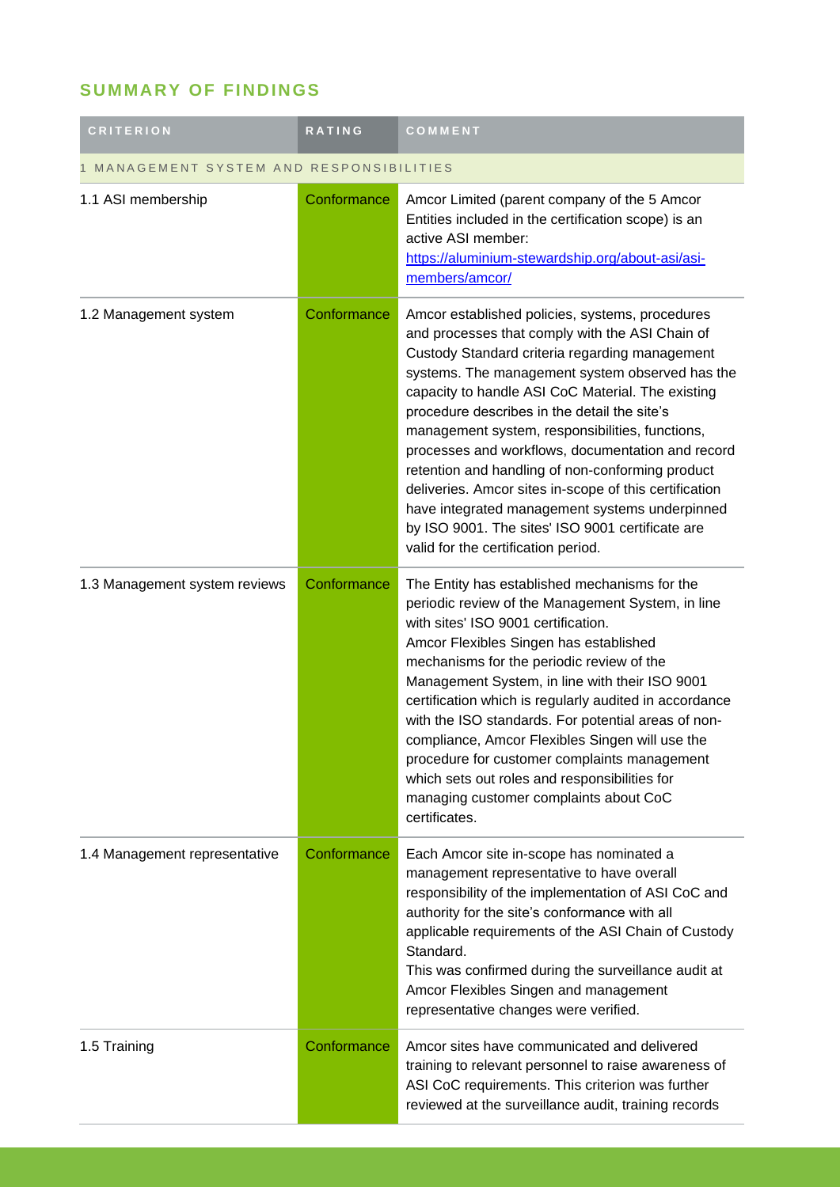## SUMMARY OF FINDINGS

| CRITERION | RATING | COMMENT |
|---|---|---|
| 1 MANAGEMENT SYSTEM AND RESPONSIBILITIES | | |
| 1.1 ASI membership | Conformance | Amcor Limited (parent company of the 5 Amcor Entities included in the certification scope) is an active ASI member: [https://aluminium-stewardship.org/about-asi/asi-members/amcor/](https://aluminium-stewardship.org/about-asi/asi-members/amcor/) |
| 1.2 Management system | Conformance | Amcor established policies, systems, procedures and processes that comply with the ASI Chain of Custody Standard criteria regarding management systems. The management system observed has the capacity to handle ASI CoC Material. The existing procedure describes in the detail the site's management system, responsibilities, functions, processes and workflows, documentation and record retention and handling of non-conforming product deliveries. Amcor sites in-scope of this certification have integrated management systems underpinned by ISO 9001. The sites' ISO 9001 certificate are valid for the certification period. |
| 1.3 Management system reviews | Conformance | The Entity has established mechanisms for the periodic review of the Management System, in line with sites' ISO 9001 certification.<br>Amcor Flexibles Singen has established mechanisms for the periodic review of the Management System, in line with their ISO 9001 certification which is regularly audited in accordance with the ISO standards. For potential areas of non-compliance, Amcor Flexibles Singen will use the procedure for customer complaints management which sets out roles and responsibilities for managing customer complaints about CoC certificates. |
| 1.4 Management representative | Conformance | Each Amcor site in-scope has nominated a management representative to have overall responsibility of the implementation of ASI CoC and authority for the site's conformance with all applicable requirements of the ASI Chain of Custody Standard.<br>This was confirmed during the surveillance audit at Amcor Flexibles Singen and management representative changes were verified. |
| 1.5 Training | Conformance | Amcor sites have communicated and delivered training to relevant personnel to raise awareness of ASI CoC requirements. This criterion was further reviewed at the surveillance audit, training records |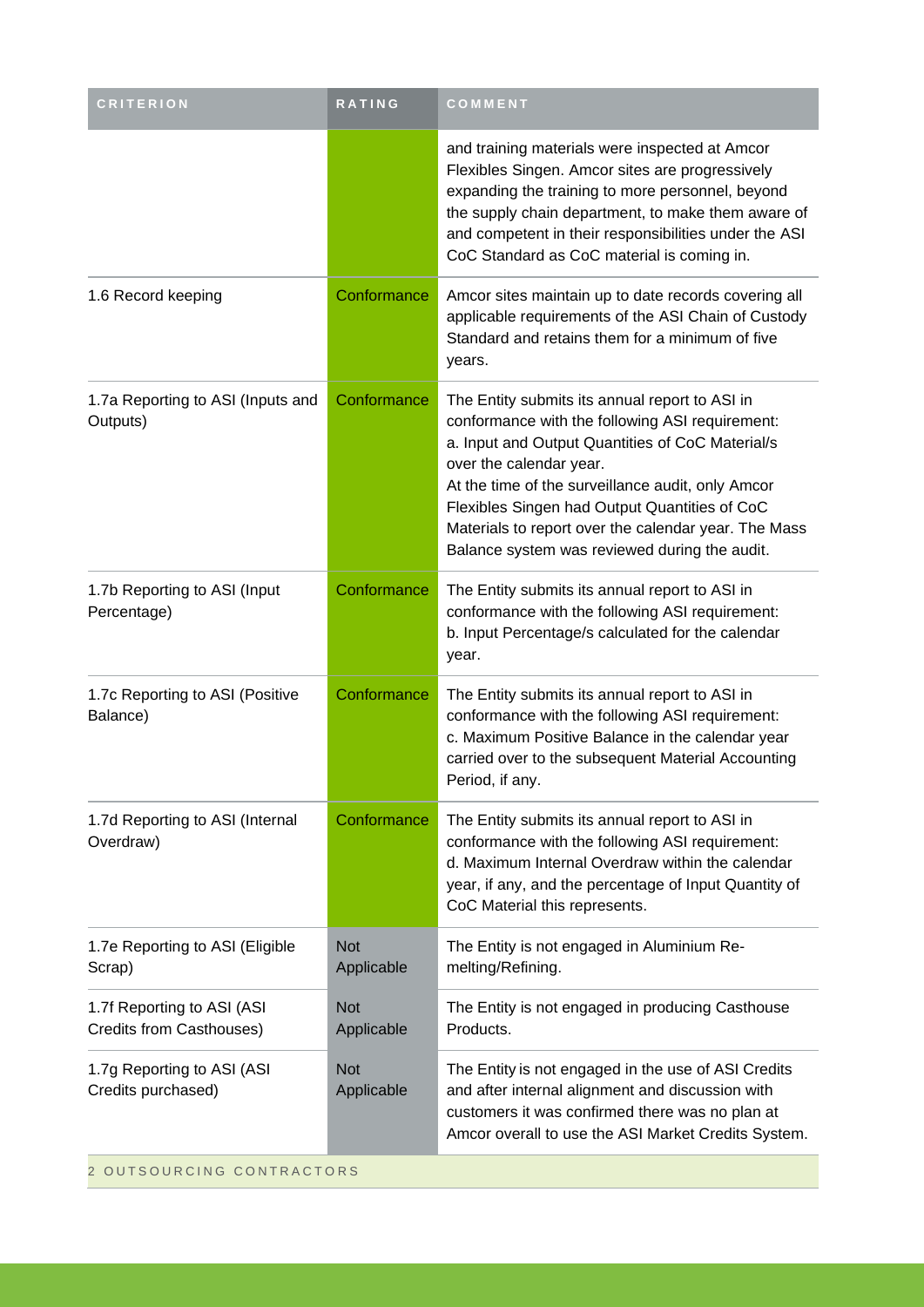| CRITERION | RATING | COMMENT |
| --- | --- | --- |
| | | and training materials were inspected at Amcor Flexibles Singen. Amcor sites are progressively expanding the training to more personnel, beyond the supply chain department, to make them aware of and competent in their responsibilities under the ASI CoC Standard as CoC material is coming in. |
| 1.6 Record keeping | Conformance | Amcor sites maintain up to date records covering all applicable requirements of the ASI Chain of Custody Standard and retains them for a minimum of five years. |
| 1.7a Reporting to ASI (Inputs and Outputs) | Conformance | The Entity submits its annual report to ASI in conformance with the following ASI requirement:<br>a. Input and Output Quantities of CoC Material/s over the calendar year.<br>At the time of the surveillance audit, only Amcor Flexibles Singen had Output Quantities of CoC Materials to report over the calendar year. The Mass Balance system was reviewed during the audit. |
| 1.7b Reporting to ASI (Input Percentage) | Conformance | The Entity submits its annual report to ASI in conformance with the following ASI requirement:<br>b. Input Percentage/s calculated for the calendar year. |
| 1.7c Reporting to ASI (Positive Balance) | Conformance | The Entity submits its annual report to ASI in conformance with the following ASI requirement:<br>c. Maximum Positive Balance in the calendar year carried over to the subsequent Material Accounting Period, if any. |
| 1.7d Reporting to ASI (Internal Overdraw) | Conformance | The Entity submits its annual report to ASI in conformance with the following ASI requirement:<br>d. Maximum Internal Overdraw within the calendar year, if any, and the percentage of Input Quantity of CoC Material this represents. |
| 1.7e Reporting to ASI (Eligible Scrap) | Not Applicable | The Entity is not engaged in Aluminium Re-melting/Refining. |
| 1.7f Reporting to ASI (ASI Credits from Casthouses) | Not Applicable | The Entity is not engaged in producing Casthouse Products. |
| 1.7g Reporting to ASI (ASI Credits purchased) | Not Applicable | The Entity is not engaged in the use of ASI Credits and after internal alignment and discussion with customers it was confirmed there was no plan at Amcor overall to use the ASI Market Credits System. |
| 2 OUTSOURCING CONTRACTORS | | |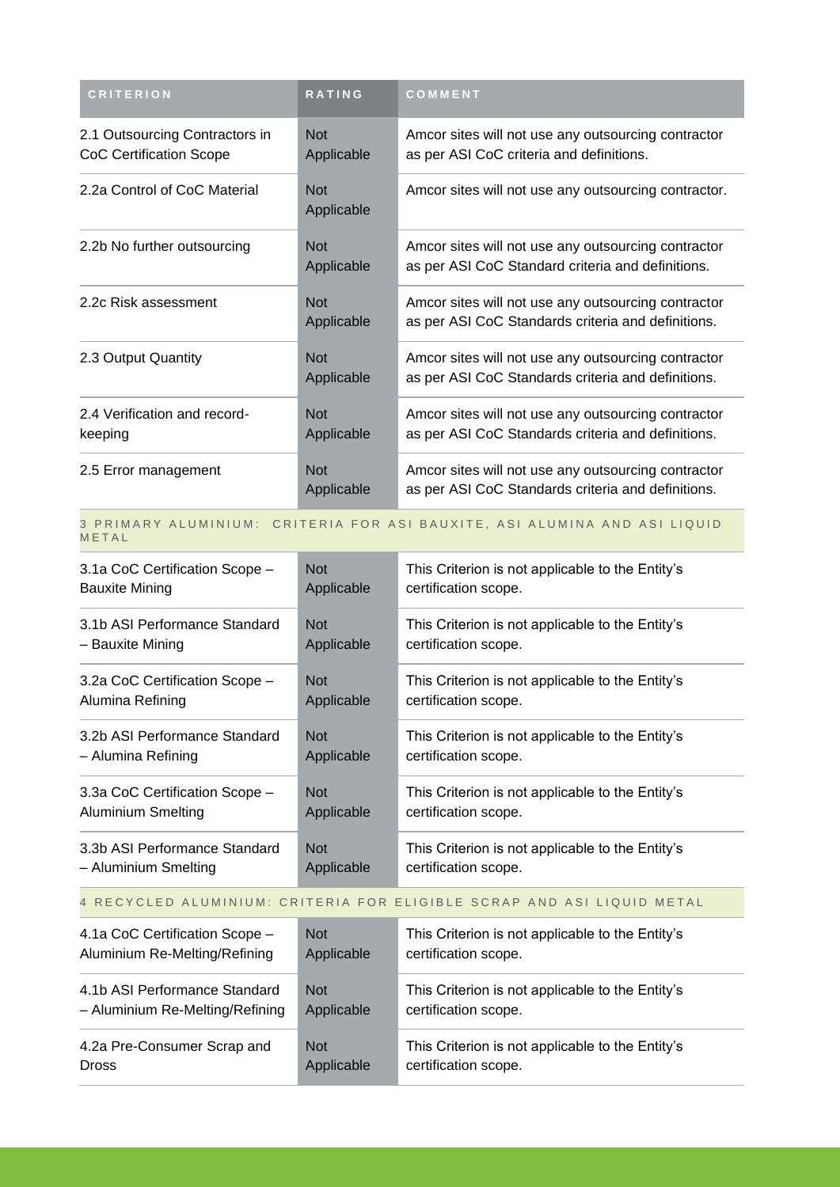| CRITERION | RATING | COMMENT |
|---|---|---|
| 2.1 Outsourcing Contractors in CoC Certification Scope | Not Applicable | Amcor sites will not use any outsourcing contractor as per ASI CoC criteria and definitions. |
| 2.2a Control of CoC Material | Not Applicable | Amcor sites will not use any outsourcing contractor. |
| 2.2b No further outsourcing | Not Applicable | Amcor sites will not use any outsourcing contractor as per ASI CoC Standard criteria and definitions. |
| 2.2c Risk assessment | Not Applicable | Amcor sites will not use any outsourcing contractor as per ASI CoC Standards criteria and definitions. |
| 2.3 Output Quantity | Not Applicable | Amcor sites will not use any outsourcing contractor as per ASI CoC Standards criteria and definitions. |
| 2.4 Verification and record-keeping | Not Applicable | Amcor sites will not use any outsourcing contractor as per ASI CoC Standards criteria and definitions. |
| 2.5 Error management | Not Applicable | Amcor sites will not use any outsourcing contractor as per ASI CoC Standards criteria and definitions. |
| **3 PRIMARY ALUMINIUM: CRITERIA FOR ASI BAUXITE, ASI ALUMINA AND ASI LIQUID METAL** | | |
| 3.1a CoC Certification Scope – Bauxite Mining | Not Applicable | This Criterion is not applicable to the Entity's certification scope. |
| 3.1b ASI Performance Standard – Bauxite Mining | Not Applicable | This Criterion is not applicable to the Entity's certification scope. |
| 3.2a CoC Certification Scope – Alumina Refining | Not Applicable | This Criterion is not applicable to the Entity's certification scope. |
| 3.2b ASI Performance Standard – Alumina Refining | Not Applicable | This Criterion is not applicable to the Entity's certification scope. |
| 3.3a CoC Certification Scope – Aluminium Smelting | Not Applicable | This Criterion is not applicable to the Entity's certification scope. |
| 3.3b ASI Performance Standard – Aluminium Smelting | Not Applicable | This Criterion is not applicable to the Entity's certification scope. |
| **4 RECYCLED ALUMINIUM: CRITERIA FOR ELIGIBLE SCRAP AND ASI LIQUID METAL** | | |
| 4.1a CoC Certification Scope – Aluminium Re-Melting/Refining | Not Applicable | This Criterion is not applicable to the Entity's certification scope. |
| 4.1b ASI Performance Standard – Aluminium Re-Melting/Refining | Not Applicable | This Criterion is not applicable to the Entity's certification scope. |
| 4.2a Pre-Consumer Scrap and Dross | Not Applicable | This Criterion is not applicable to the Entity's certification scope. |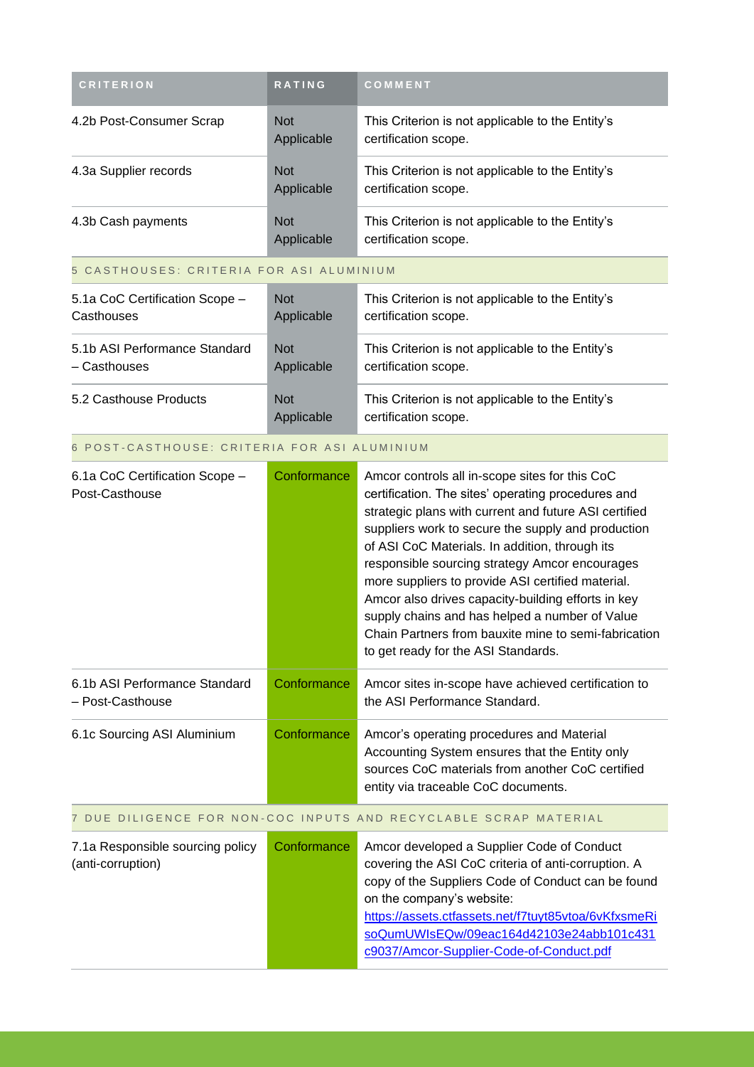| CRITERION | RATING | COMMENT |
| --- | --- | --- |
| 4.2b Post-Consumer Scrap | Not Applicable | This Criterion is not applicable to the Entity's certification scope. |
| 4.3a Supplier records | Not Applicable | This Criterion is not applicable to the Entity's certification scope. |
| 4.3b Cash payments | Not Applicable | This Criterion is not applicable to the Entity's certification scope. |
| 5 CASTHOUSES: CRITERIA FOR ASI ALUMINIUM | | |
| 5.1a CoC Certification Scope – Casthouses | Not Applicable | This Criterion is not applicable to the Entity's certification scope. |
| 5.1b ASI Performance Standard – Casthouses | Not Applicable | This Criterion is not applicable to the Entity's certification scope. |
| 5.2 Casthouse Products | Not Applicable | This Criterion is not applicable to the Entity's certification scope. |
| 6 POST-CASTHOUSE: CRITERIA FOR ASI ALUMINIUM | | |
| 6.1a CoC Certification Scope – Post-Casthouse | Conformance | Amcor controls all in-scope sites for this CoC certification. The sites' operating procedures and strategic plans with current and future ASI certified suppliers work to secure the supply and production of ASI CoC Materials. In addition, through its responsible sourcing strategy Amcor encourages more suppliers to provide ASI certified material. Amcor also drives capacity-building efforts in key supply chains and has helped a number of Value Chain Partners from bauxite mine to semi-fabrication to get ready for the ASI Standards. |
| 6.1b ASI Performance Standard – Post-Casthouse | Conformance | Amcor sites in-scope have achieved certification to the ASI Performance Standard. |
| 6.1c Sourcing ASI Aluminium | Conformance | Amcor's operating procedures and Material Accounting System ensures that the Entity only sources CoC materials from another CoC certified entity via traceable CoC documents. |
| 7 DUE DILIGENCE FOR NON-COC INPUTS AND RECYCLABLE SCRAP MATERIAL | | |
| 7.1a Responsible sourcing policy (anti-corruption) | Conformance | Amcor developed a Supplier Code of Conduct covering the ASI CoC criteria of anti-corruption. A copy of the Suppliers Code of Conduct can be found on the company's website: https://assets.ctfassets.net/f7tuyt85vtoa/6vKfxsmeRisoQumUWIsEQw/09eac164d42103e24abb101c431c9037/Amcor-Supplier-Code-of-Conduct.pdf |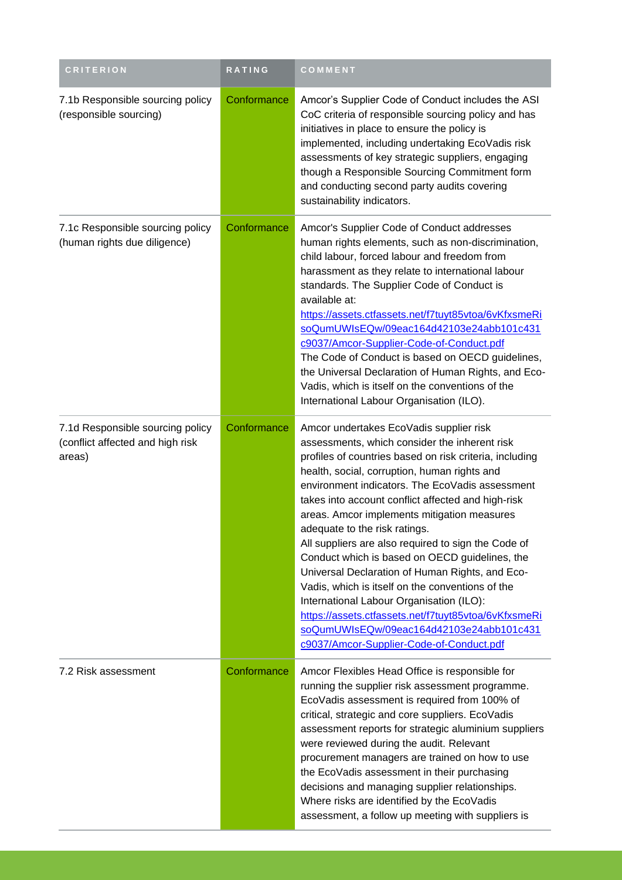| CRITERION | RATING | COMMENT |
| --- | --- | --- |
| 7.1b Responsible sourcing policy (responsible sourcing) | Conformance | Amcor's Supplier Code of Conduct includes the ASI CoC criteria of responsible sourcing policy and has initiatives in place to ensure the policy is implemented, including undertaking EcoVadis risk assessments of key strategic suppliers, engaging though a Responsible Sourcing Commitment form and conducting second party audits covering sustainability indicators. |
| 7.1c Responsible sourcing policy (human rights due diligence) | Conformance | Amcor's Supplier Code of Conduct addresses human rights elements, such as non-discrimination, child labour, forced labour and freedom from harassment as they relate to international labour standards. The Supplier Code of Conduct is available at: https://assets.ctfassets.net/f7tuyt85vtoa/6vKfxsmeRisoQumUWIsEQw/09eac164d42103e24abb101c431c9037/Amcor-Supplier-Code-of-Conduct.pdf The Code of Conduct is based on OECD guidelines, the Universal Declaration of Human Rights, and Eco-Vadis, which is itself on the conventions of the International Labour Organisation (ILO). |
| 7.1d Responsible sourcing policy (conflict affected and high risk areas) | Conformance | Amcor undertakes EcoVadis supplier risk assessments, which consider the inherent risk profiles of countries based on risk criteria, including health, social, corruption, human rights and environment indicators. The EcoVadis assessment takes into account conflict affected and high-risk areas. Amcor implements mitigation measures adequate to the risk ratings. All suppliers are also required to sign the Code of Conduct which is based on OECD guidelines, the Universal Declaration of Human Rights, and Eco-Vadis, which is itself on the conventions of the International Labour Organisation (ILO): https://assets.ctfassets.net/f7tuyt85vtoa/6vKfxsmeRisoQumUWIsEQw/09eac164d42103e24abb101c431c9037/Amcor-Supplier-Code-of-Conduct.pdf |
| 7.2 Risk assessment | Conformance | Amcor Flexibles Head Office is responsible for running the supplier risk assessment programme. EcoVadis assessment is required from 100% of critical, strategic and core suppliers. EcoVadis assessment reports for strategic aluminium suppliers were reviewed during the audit. Relevant procurement managers are trained on how to use the EcoVadis assessment in their purchasing decisions and managing supplier relationships. Where risks are identified by the EcoVadis assessment, a follow up meeting with suppliers is |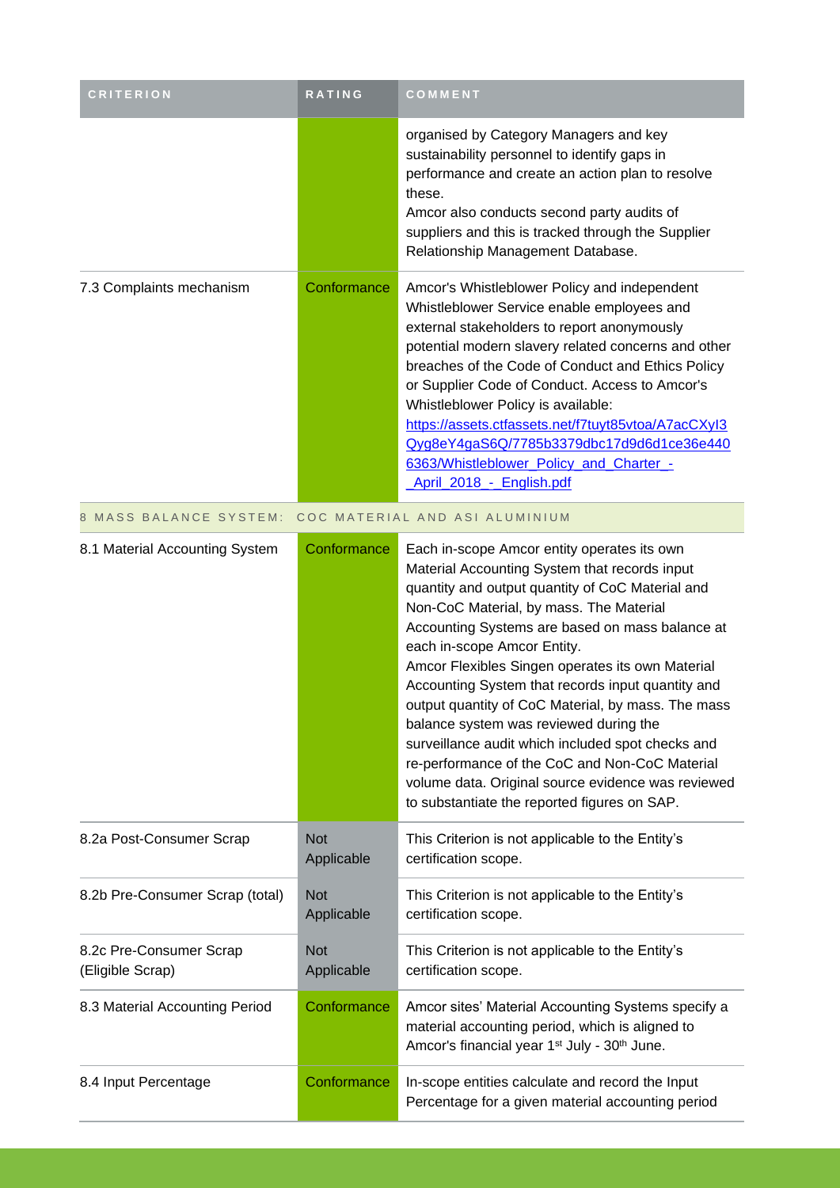| CRITERION | RATING | COMMENT |
|---|---|---|
| | | organised by Category Managers and key sustainability personnel to identify gaps in performance and create an action plan to resolve these.<br>Amcor also conducts second party audits of suppliers and this is tracked through the Supplier Relationship Management Database. |
| 7.3 Complaints mechanism | Conformance | Amcor's Whistleblower Policy and independent Whistleblower Service enable employees and external stakeholders to report anonymously potential modern slavery related concerns and other breaches of the Code of Conduct and Ethics Policy or Supplier Code of Conduct. Access to Amcor's Whistleblower Policy is available: [https://assets.ctfassets.net/f7tuyt85vtoa/A7acCXyI3Qyg8eY4gaS6Q/7785b3379dbc17d9d6d1ce36e4406363/Whistleblower_Policy_and_Charter_-_April_2018_-_English.pdf](https://assets.ctfassets.net/f7tuyt85vtoa/A7acCXyI3Qyg8eY4gaS6Q/7785b3379dbc17d9d6d1ce36e4406363/Whistleblower_Policy_and_Charter_-_April_2018_-_English.pdf) |
| 8 MASS BALANCE SYSTEM: COC MATERIAL AND ASI ALUMINIUM | | |
| 8.1 Material Accounting System | Conformance | Each in-scope Amcor entity operates its own Material Accounting System that records input quantity and output quantity of CoC Material and Non-CoC Material, by mass. The Material Accounting Systems are based on mass balance at each in-scope Amcor Entity.<br>Amcor Flexibles Singen operates its own Material Accounting System that records input quantity and output quantity of CoC Material, by mass. The mass balance system was reviewed during the surveillance audit which included spot checks and re-performance of the CoC and Non-CoC Material volume data. Original source evidence was reviewed to substantiate the reported figures on SAP. |
| 8.2a Post-Consumer Scrap | Not Applicable | This Criterion is not applicable to the Entity's certification scope. |
| 8.2b Pre-Consumer Scrap (total) | Not Applicable | This Criterion is not applicable to the Entity's certification scope. |
| 8.2c Pre-Consumer Scrap (Eligible Scrap) | Not Applicable | This Criterion is not applicable to the Entity's certification scope. |
| 8.3 Material Accounting Period | Conformance | Amcor sites' Material Accounting Systems specify a material accounting period, which is aligned to Amcor's financial year 1st July - 30th June. |
| 8.4 Input Percentage | Conformance | In-scope entities calculate and record the Input Percentage for a given material accounting period |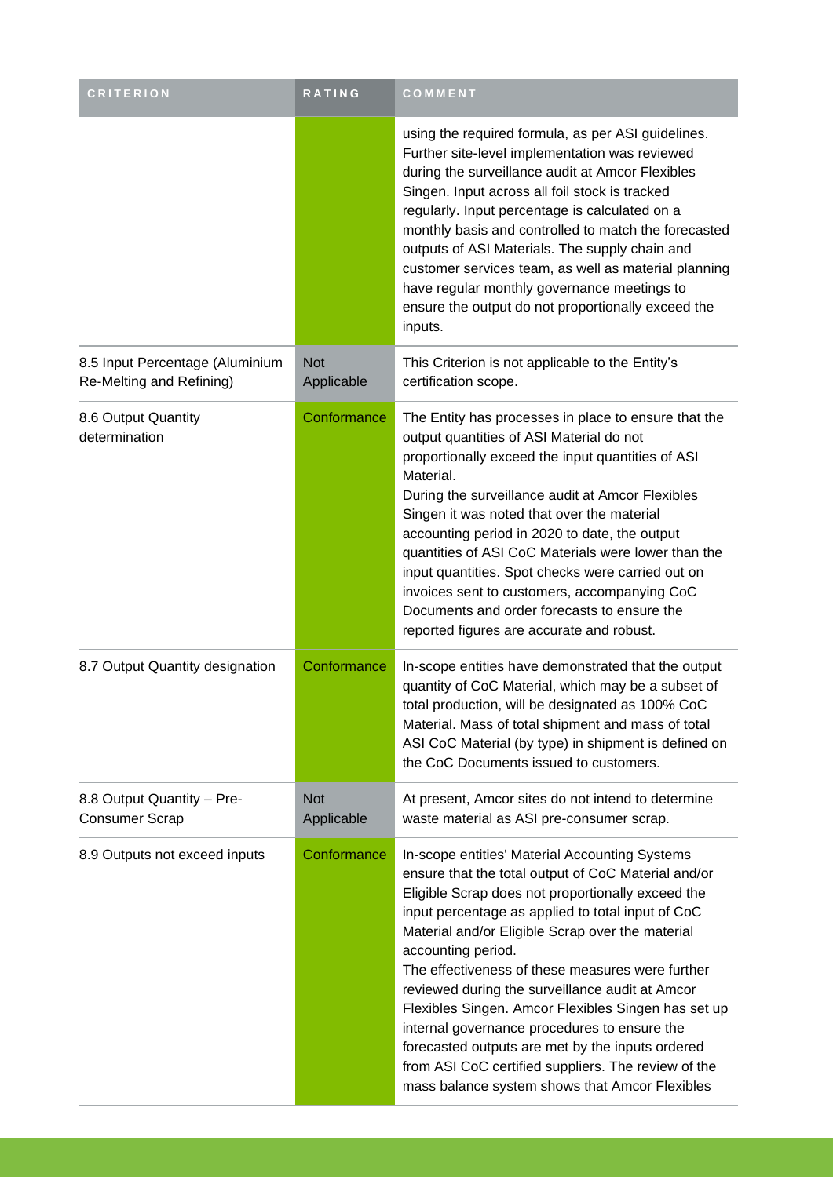| CRITERION | RATING | COMMENT |
|---|---|---|
| | | using the required formula, as per ASI guidelines. Further site-level implementation was reviewed during the surveillance audit at Amcor Flexibles Singen. Input across all foil stock is tracked regularly. Input percentage is calculated on a monthly basis and controlled to match the forecasted outputs of ASI Materials. The supply chain and customer services team, as well as material planning have regular monthly governance meetings to ensure the output do not proportionally exceed the inputs. |
| 8.5 Input Percentage (Aluminium Re-Melting and Refining) | Not Applicable | This Criterion is not applicable to the Entity's certification scope. |
| 8.6 Output Quantity determination | Conformance | The Entity has processes in place to ensure that the output quantities of ASI Material do not proportionally exceed the input quantities of ASI Material.<br>During the surveillance audit at Amcor Flexibles Singen it was noted that over the material accounting period in 2020 to date, the output quantities of ASI CoC Materials were lower than the input quantities. Spot checks were carried out on invoices sent to customers, accompanying CoC Documents and order forecasts to ensure the reported figures are accurate and robust. |
| 8.7 Output Quantity designation | Conformance | In-scope entities have demonstrated that the output quantity of CoC Material, which may be a subset of total production, will be designated as 100% CoC Material. Mass of total shipment and mass of total ASI CoC Material (by type) in shipment is defined on the CoC Documents issued to customers. |
| 8.8 Output Quantity – Pre-Consumer Scrap | Not Applicable | At present, Amcor sites do not intend to determine waste material as ASI pre-consumer scrap. |
| 8.9 Outputs not exceed inputs | Conformance | In-scope entities' Material Accounting Systems ensure that the total output of CoC Material and/or Eligible Scrap does not proportionally exceed the input percentage as applied to total input of CoC Material and/or Eligible Scrap over the material accounting period.<br>The effectiveness of these measures were further reviewed during the surveillance audit at Amcor Flexibles Singen. Amcor Flexibles Singen has set up internal governance procedures to ensure the forecasted outputs are met by the inputs ordered from ASI CoC certified suppliers. The review of the mass balance system shows that Amcor Flexibles |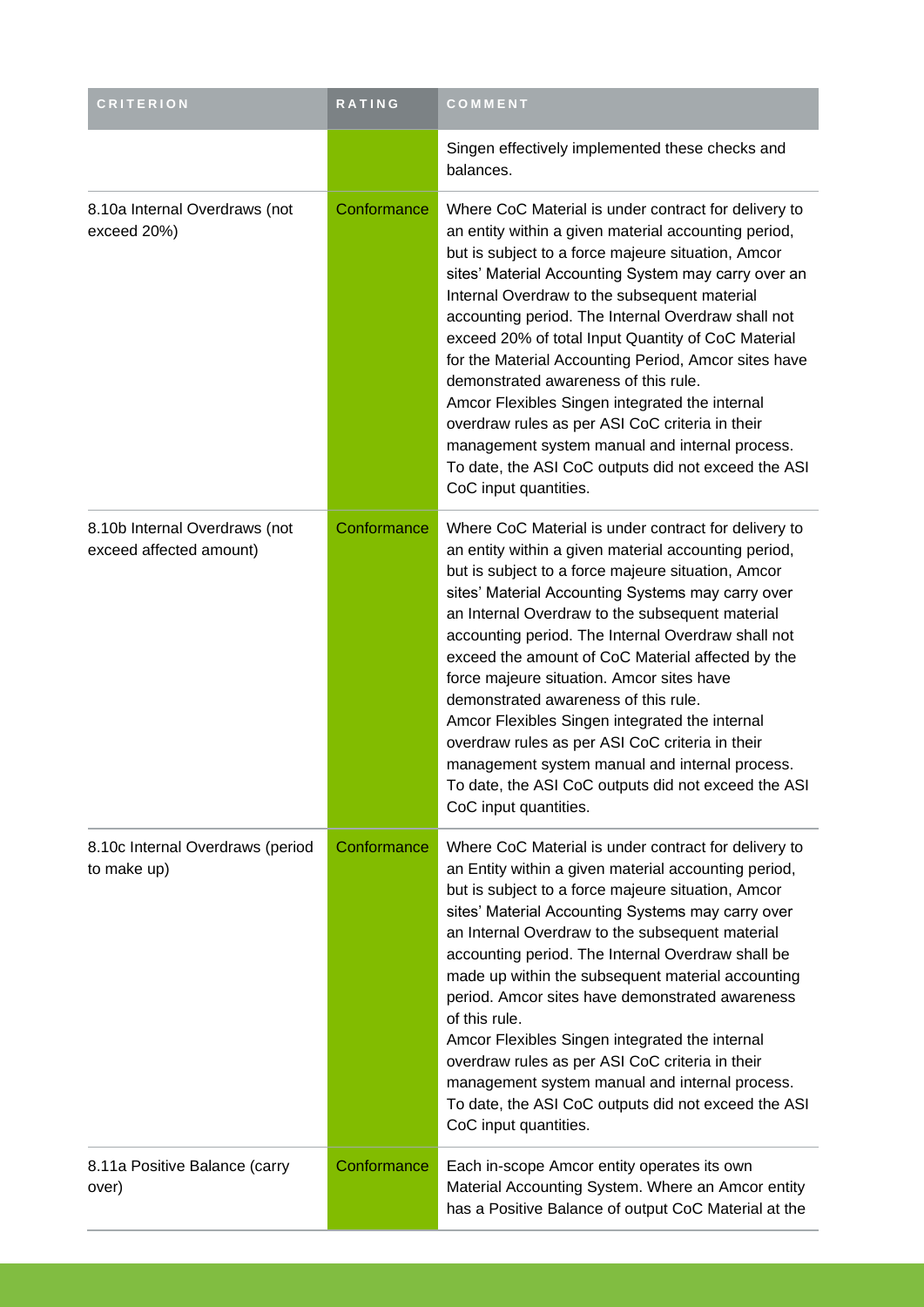| CRITERION | RATING | COMMENT |
|---|---|---|
| | | Singen effectively implemented these checks and balances. |
| 8.10a Internal Overdraws (not exceed 20%) | Conformance | Where CoC Material is under contract for delivery to an entity within a given material accounting period, but is subject to a force majeure situation, Amcor sites' Material Accounting System may carry over an Internal Overdraw to the subsequent material accounting period. The Internal Overdraw shall not exceed 20% of total Input Quantity of CoC Material for the Material Accounting Period, Amcor sites have demonstrated awareness of this rule.<br>Amcor Flexibles Singen integrated the internal overdraw rules as per ASI CoC criteria in their management system manual and internal process. To date, the ASI CoC outputs did not exceed the ASI CoC input quantities. |
| 8.10b Internal Overdraws (not exceed affected amount) | Conformance | Where CoC Material is under contract for delivery to an entity within a given material accounting period, but is subject to a force majeure situation, Amcor sites' Material Accounting Systems may carry over an Internal Overdraw to the subsequent material accounting period. The Internal Overdraw shall not exceed the amount of CoC Material affected by the force majeure situation. Amcor sites have demonstrated awareness of this rule.<br>Amcor Flexibles Singen integrated the internal overdraw rules as per ASI CoC criteria in their management system manual and internal process. To date, the ASI CoC outputs did not exceed the ASI CoC input quantities. |
| 8.10c Internal Overdraws (period to make up) | Conformance | Where CoC Material is under contract for delivery to an Entity within a given material accounting period, but is subject to a force majeure situation, Amcor sites' Material Accounting Systems may carry over an Internal Overdraw to the subsequent material accounting period. The Internal Overdraw shall be made up within the subsequent material accounting period. Amcor sites have demonstrated awareness of this rule.<br>Amcor Flexibles Singen integrated the internal overdraw rules as per ASI CoC criteria in their management system manual and internal process. To date, the ASI CoC outputs did not exceed the ASI CoC input quantities. |
| 8.11a Positive Balance (carry over) | Conformance | Each in-scope Amcor entity operates its own Material Accounting System. Where an Amcor entity has a Positive Balance of output CoC Material at the |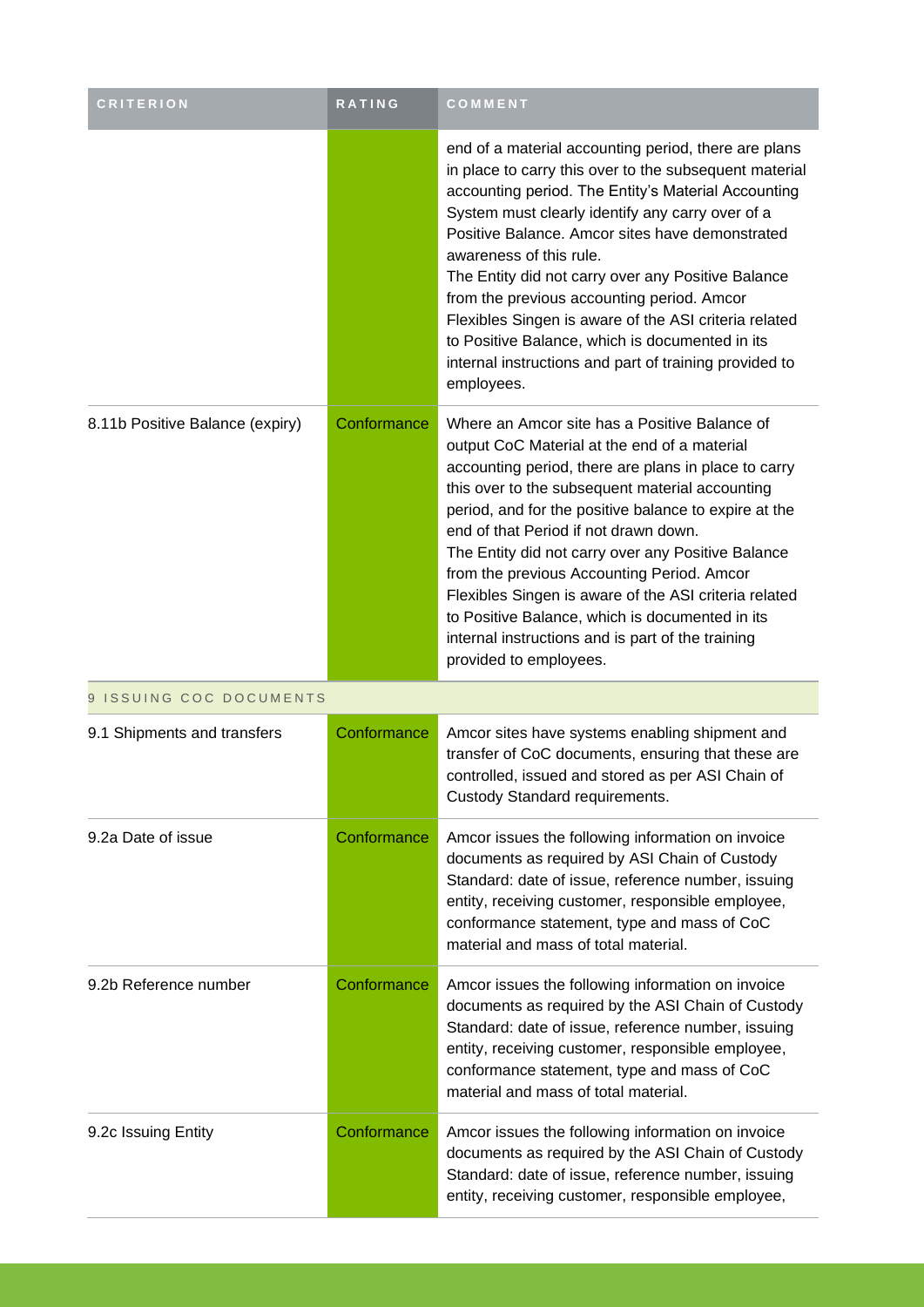| CRITERION | RATING | COMMENT |
|---|---|---|
| | | end of a material accounting period, there are plans in place to carry this over to the subsequent material accounting period. The Entity's Material Accounting System must clearly identify any carry over of a Positive Balance. Amcor sites have demonstrated awareness of this rule.<br>The Entity did not carry over any Positive Balance from the previous accounting period. Amcor Flexibles Singen is aware of the ASI criteria related to Positive Balance, which is documented in its internal instructions and part of training provided to employees. |
| 8.11b Positive Balance (expiry) | Conformance | Where an Amcor site has a Positive Balance of output CoC Material at the end of a material accounting period, there are plans in place to carry this over to the subsequent material accounting period, and for the positive balance to expire at the end of that Period if not drawn down.<br>The Entity did not carry over any Positive Balance from the previous Accounting Period. Amcor Flexibles Singen is aware of the ASI criteria related to Positive Balance, which is documented in its internal instructions and is part of the training provided to employees. |
| 9 ISSUING COC DOCUMENTS | | |
| 9.1 Shipments and transfers | Conformance | Amcor sites have systems enabling shipment and transfer of CoC documents, ensuring that these are controlled, issued and stored as per ASI Chain of Custody Standard requirements. |
| 9.2a Date of issue | Conformance | Amcor issues the following information on invoice documents as required by ASI Chain of Custody Standard: date of issue, reference number, issuing entity, receiving customer, responsible employee, conformance statement, type and mass of CoC material and mass of total material. |
| 9.2b Reference number | Conformance | Amcor issues the following information on invoice documents as required by the ASI Chain of Custody Standard: date of issue, reference number, issuing entity, receiving customer, responsible employee, conformance statement, type and mass of CoC material and mass of total material. |
| 9.2c Issuing Entity | Conformance | Amcor issues the following information on invoice documents as required by the ASI Chain of Custody Standard: date of issue, reference number, issuing entity, receiving customer, responsible employee, |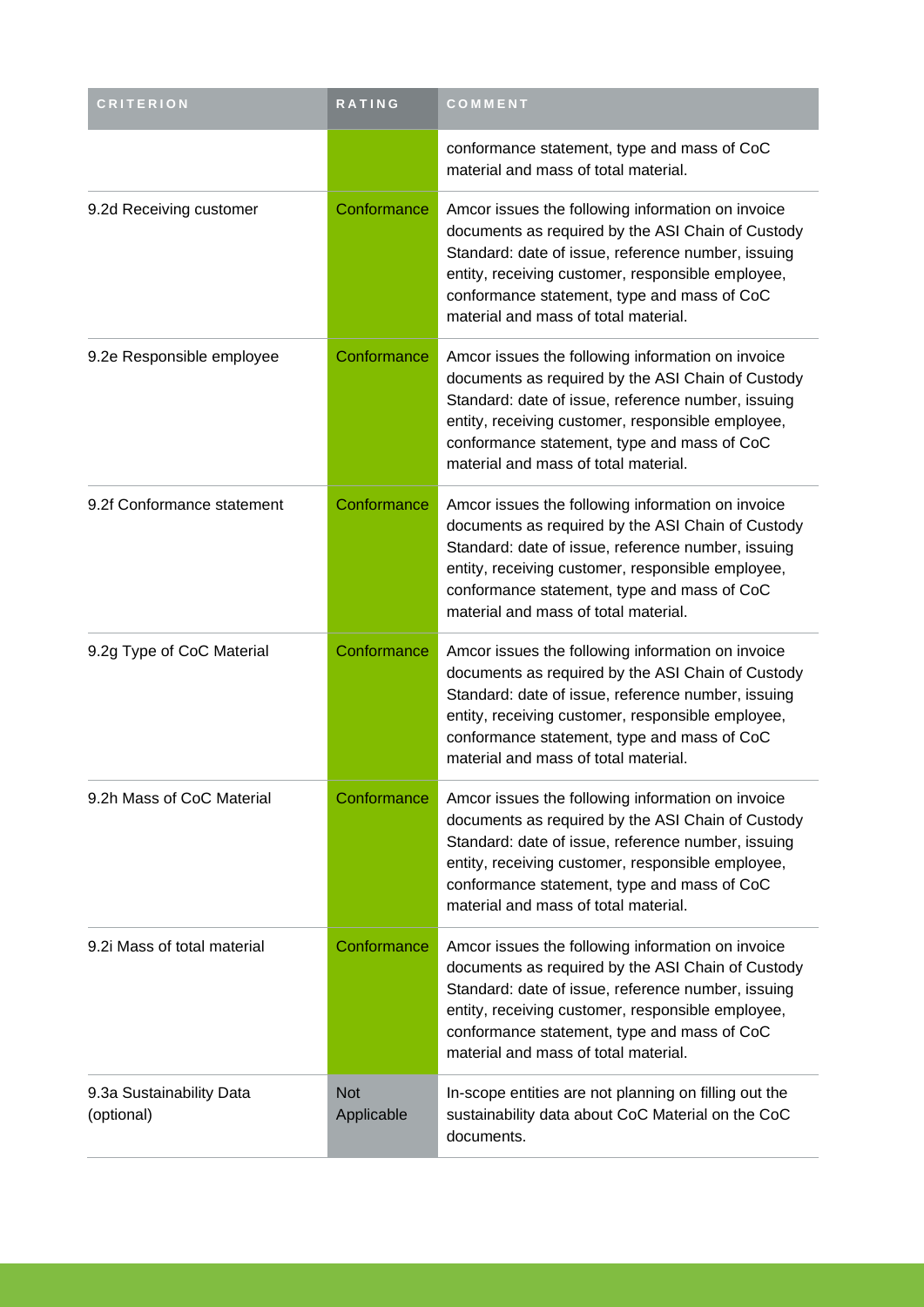| CRITERION | RATING | COMMENT |
| --- | --- | --- |
| | | conformance statement, type and mass of CoC material and mass of total material. |
| 9.2d Receiving customer | Conformance | Amcor issues the following information on invoice documents as required by the ASI Chain of Custody Standard: date of issue, reference number, issuing entity, receiving customer, responsible employee, conformance statement, type and mass of CoC material and mass of total material. |
| 9.2e Responsible employee | Conformance | Amcor issues the following information on invoice documents as required by the ASI Chain of Custody Standard: date of issue, reference number, issuing entity, receiving customer, responsible employee, conformance statement, type and mass of CoC material and mass of total material. |
| 9.2f Conformance statement | Conformance | Amcor issues the following information on invoice documents as required by the ASI Chain of Custody Standard: date of issue, reference number, issuing entity, receiving customer, responsible employee, conformance statement, type and mass of CoC material and mass of total material. |
| 9.2g Type of CoC Material | Conformance | Amcor issues the following information on invoice documents as required by the ASI Chain of Custody Standard: date of issue, reference number, issuing entity, receiving customer, responsible employee, conformance statement, type and mass of CoC material and mass of total material. |
| 9.2h Mass of CoC Material | Conformance | Amcor issues the following information on invoice documents as required by the ASI Chain of Custody Standard: date of issue, reference number, issuing entity, receiving customer, responsible employee, conformance statement, type and mass of CoC material and mass of total material. |
| 9.2i Mass of total material | Conformance | Amcor issues the following information on invoice documents as required by the ASI Chain of Custody Standard: date of issue, reference number, issuing entity, receiving customer, responsible employee, conformance statement, type and mass of CoC material and mass of total material. |
| 9.3a Sustainability Data (optional) | Not Applicable | In-scope entities are not planning on filling out the sustainability data about CoC Material on the CoC documents. |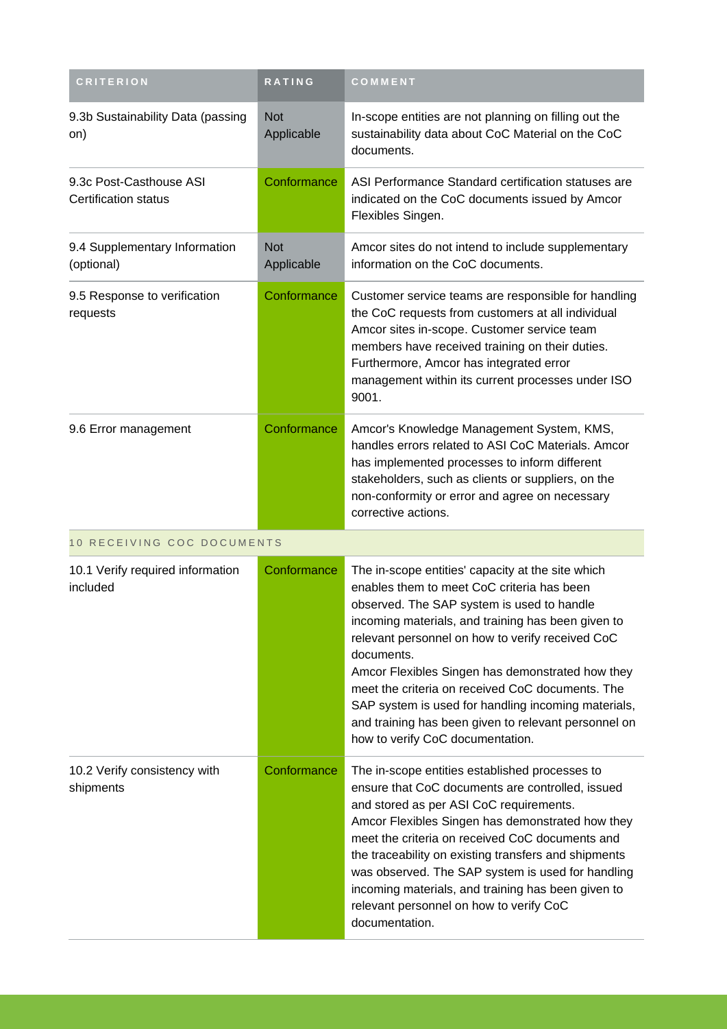| CRITERION | RATING | COMMENT |
|---|---|---|
| 9.3b Sustainability Data (passing on) | Not Applicable | In-scope entities are not planning on filling out the sustainability data about CoC Material on the CoC documents. |
| 9.3c Post-Casthouse ASI Certification status | Conformance | ASI Performance Standard certification statuses are indicated on the CoC documents issued by Amcor Flexibles Singen. |
| 9.4 Supplementary Information (optional) | Not Applicable | Amcor sites do not intend to include supplementary information on the CoC documents. |
| 9.5 Response to verification requests | Conformance | Customer service teams are responsible for handling the CoC requests from customers at all individual Amcor sites in-scope. Customer service team members have received training on their duties. Furthermore, Amcor has integrated error management within its current processes under ISO 9001. |
| 9.6 Error management | Conformance | Amcor's Knowledge Management System, KMS, handles errors related to ASI CoC Materials. Amcor has implemented processes to inform different stakeholders, such as clients or suppliers, on the non-conformity or error and agree on necessary corrective actions. |
| **10 RECEIVING COC DOCUMENTS** | | |
| 10.1 Verify required information included | Conformance | The in-scope entities' capacity at the site which enables them to meet CoC criteria has been observed. The SAP system is used to handle incoming materials, and training has been given to relevant personnel on how to verify received CoC documents.<br>Amcor Flexibles Singen has demonstrated how they meet the criteria on received CoC documents. The SAP system is used for handling incoming materials, and training has been given to relevant personnel on how to verify CoC documentation. |
| 10.2 Verify consistency with shipments | Conformance | The in-scope entities established processes to ensure that CoC documents are controlled, issued and stored as per ASI CoC requirements.<br>Amcor Flexibles Singen has demonstrated how they meet the criteria on received CoC documents and the traceability on existing transfers and shipments was observed. The SAP system is used for handling incoming materials, and training has been given to relevant personnel on how to verify CoC documentation. |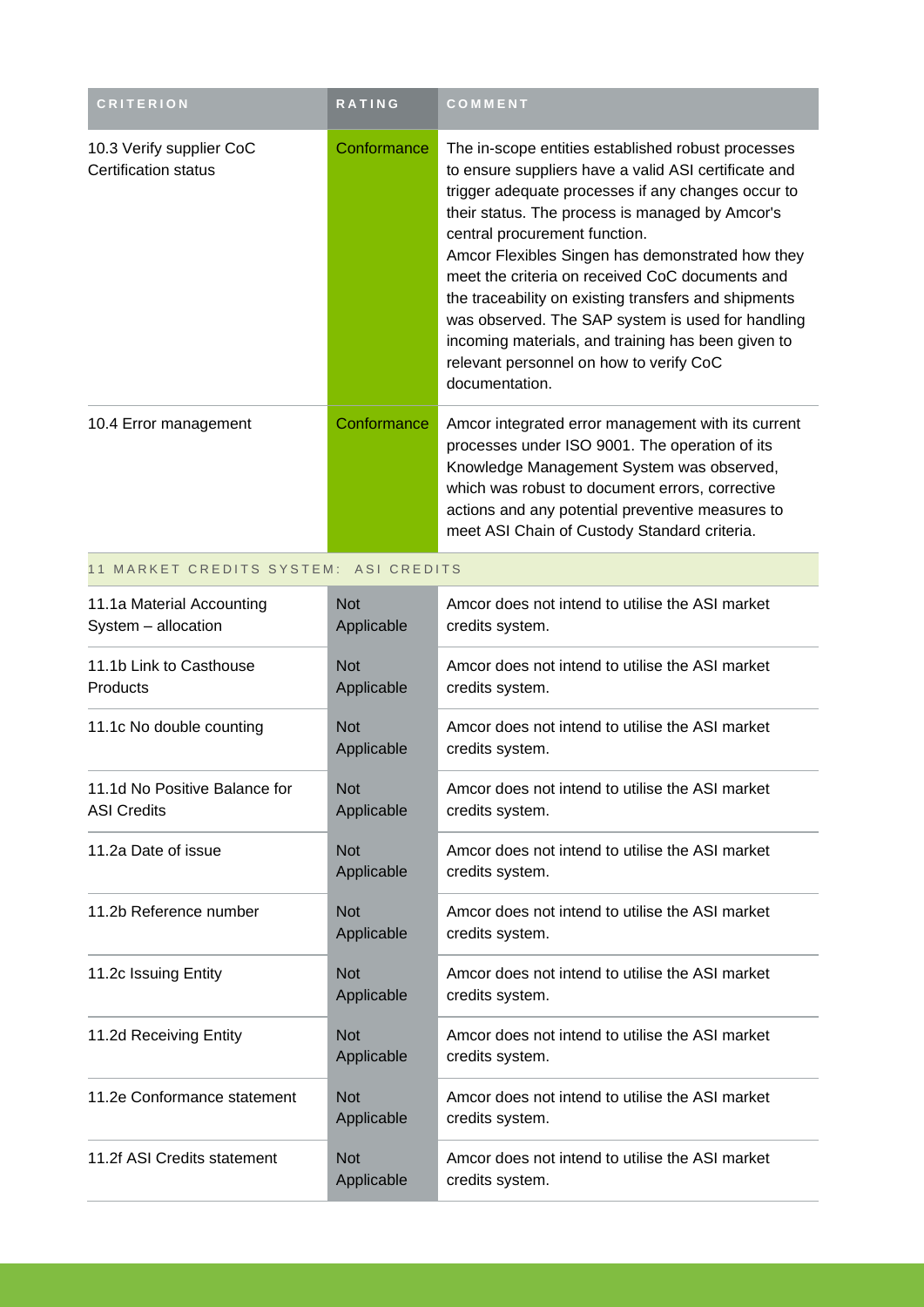| CRITERION | RATING | COMMENT |
|---|---|---|
| 10.3 Verify supplier CoC Certification status | Conformance | The in-scope entities established robust processes to ensure suppliers have a valid ASI certificate and trigger adequate processes if any changes occur to their status. The process is managed by Amcor's central procurement function.<br>Amcor Flexibles Singen has demonstrated how they meet the criteria on received CoC documents and the traceability on existing transfers and shipments was observed. The SAP system is used for handling incoming materials, and training has been given to relevant personnel on how to verify CoC documentation. |
| 10.4 Error management | Conformance | Amcor integrated error management with its current processes under ISO 9001. The operation of its Knowledge Management System was observed, which was robust to document errors, corrective actions and any potential preventive measures to meet ASI Chain of Custody Standard criteria. |
| 11 MARKET CREDITS SYSTEM: ASI CREDITS | | |
| 11.1a Material Accounting System – allocation | Not Applicable | Amcor does not intend to utilise the ASI market credits system. |
| 11.1b Link to Casthouse Products | Not Applicable | Amcor does not intend to utilise the ASI market credits system. |
| 11.1c No double counting | Not Applicable | Amcor does not intend to utilise the ASI market credits system. |
| 11.1d No Positive Balance for ASI Credits | Not Applicable | Amcor does not intend to utilise the ASI market credits system. |
| 11.2a Date of issue | Not Applicable | Amcor does not intend to utilise the ASI market credits system. |
| 11.2b Reference number | Not Applicable | Amcor does not intend to utilise the ASI market credits system. |
| 11.2c Issuing Entity | Not Applicable | Amcor does not intend to utilise the ASI market credits system. |
| 11.2d Receiving Entity | Not Applicable | Amcor does not intend to utilise the ASI market credits system. |
| 11.2e Conformance statement | Not Applicable | Amcor does not intend to utilise the ASI market credits system. |
| 11.2f ASI Credits statement | Not Applicable | Amcor does not intend to utilise the ASI market credits system. |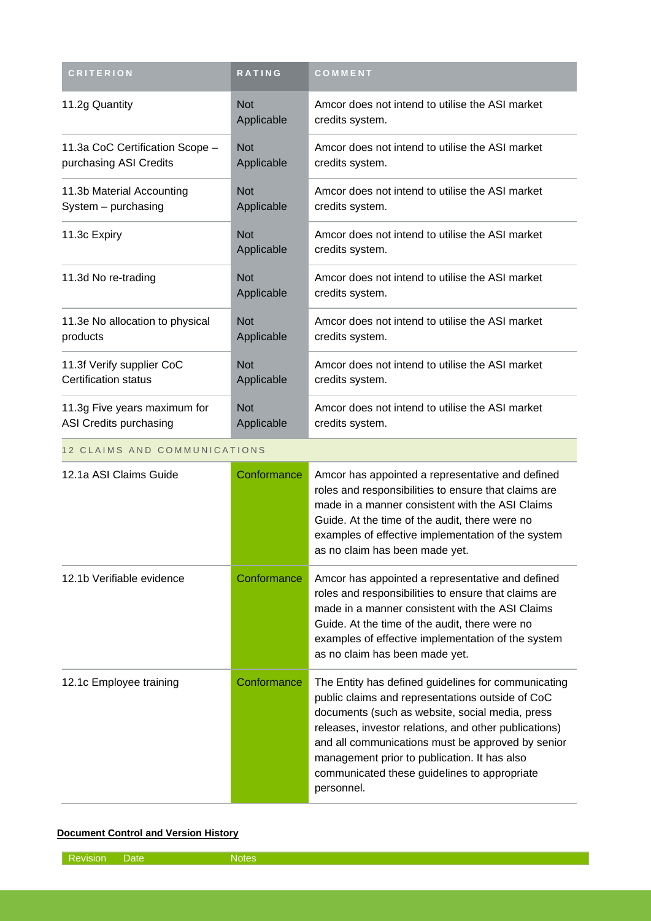| CRITERION | RATING | COMMENT |
| --- | --- | --- |
| 11.2g Quantity | Not Applicable | Amcor does not intend to utilise the ASI market credits system. |
| 11.3a CoC Certification Scope – purchasing ASI Credits | Not Applicable | Amcor does not intend to utilise the ASI market credits system. |
| 11.3b Material Accounting System – purchasing | Not Applicable | Amcor does not intend to utilise the ASI market credits system. |
| 11.3c Expiry | Not Applicable | Amcor does not intend to utilise the ASI market credits system. |
| 11.3d No re-trading | Not Applicable | Amcor does not intend to utilise the ASI market credits system. |
| 11.3e No allocation to physical products | Not Applicable | Amcor does not intend to utilise the ASI market credits system. |
| 11.3f Verify supplier CoC Certification status | Not Applicable | Amcor does not intend to utilise the ASI market credits system. |
| 11.3g Five years maximum for ASI Credits purchasing | Not Applicable | Amcor does not intend to utilise the ASI market credits system. |
| 12 CLAIMS AND COMMUNICATIONS | | |
| 12.1a ASI Claims Guide | Conformance | Amcor has appointed a representative and defined roles and responsibilities to ensure that claims are made in a manner consistent with the ASI Claims Guide. At the time of the audit, there were no examples of effective implementation of the system as no claim has been made yet. |
| 12.1b Verifiable evidence | Conformance | Amcor has appointed a representative and defined roles and responsibilities to ensure that claims are made in a manner consistent with the ASI Claims Guide. At the time of the audit, there were no examples of effective implementation of the system as no claim has been made yet. |
| 12.1c Employee training | Conformance | The Entity has defined guidelines for communicating public claims and representations outside of CoC documents (such as website, social media, press releases, investor relations, and other publications) and all communications must be approved by senior management prior to publication. It has also communicated these guidelines to appropriate personnel. |

**Document Control and Version History**

| Revision | Date | Notes |
| --- | --- | --- |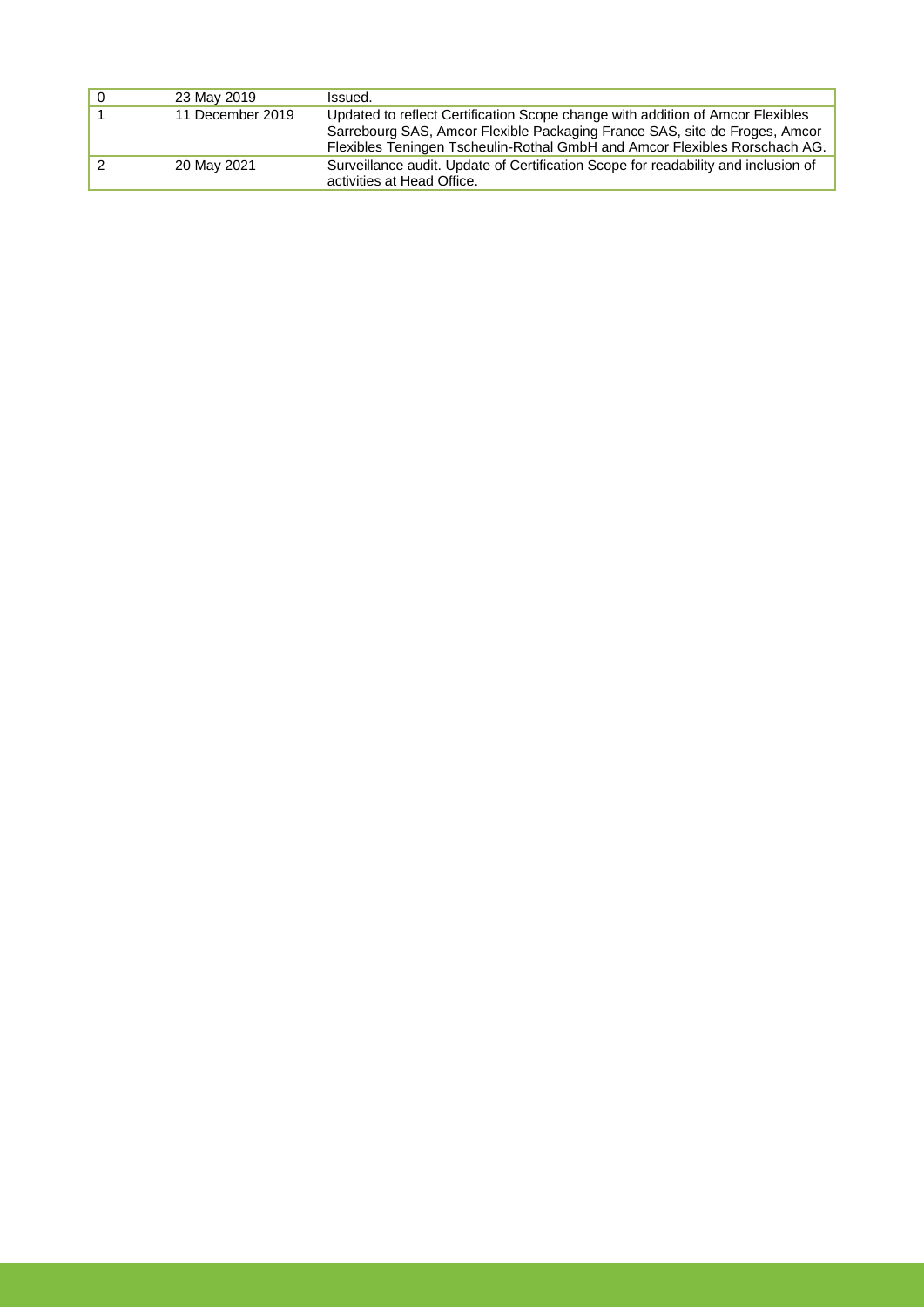| | | |
|---|---|---|
| 0 | 23 May 2019 | Issued. |
| 1 | 11 December 2019 | Updated to reflect Certification Scope change with addition of Amcor Flexibles Sarrebourg SAS, Amcor Flexible Packaging France SAS, site de Froges, Amcor Flexibles Teningen Tscheulin-Rothal GmbH and Amcor Flexibles Rorschach AG. |
| 2 | 20 May 2021 | Surveillance audit. Update of Certification Scope for readability and inclusion of activities at Head Office. |